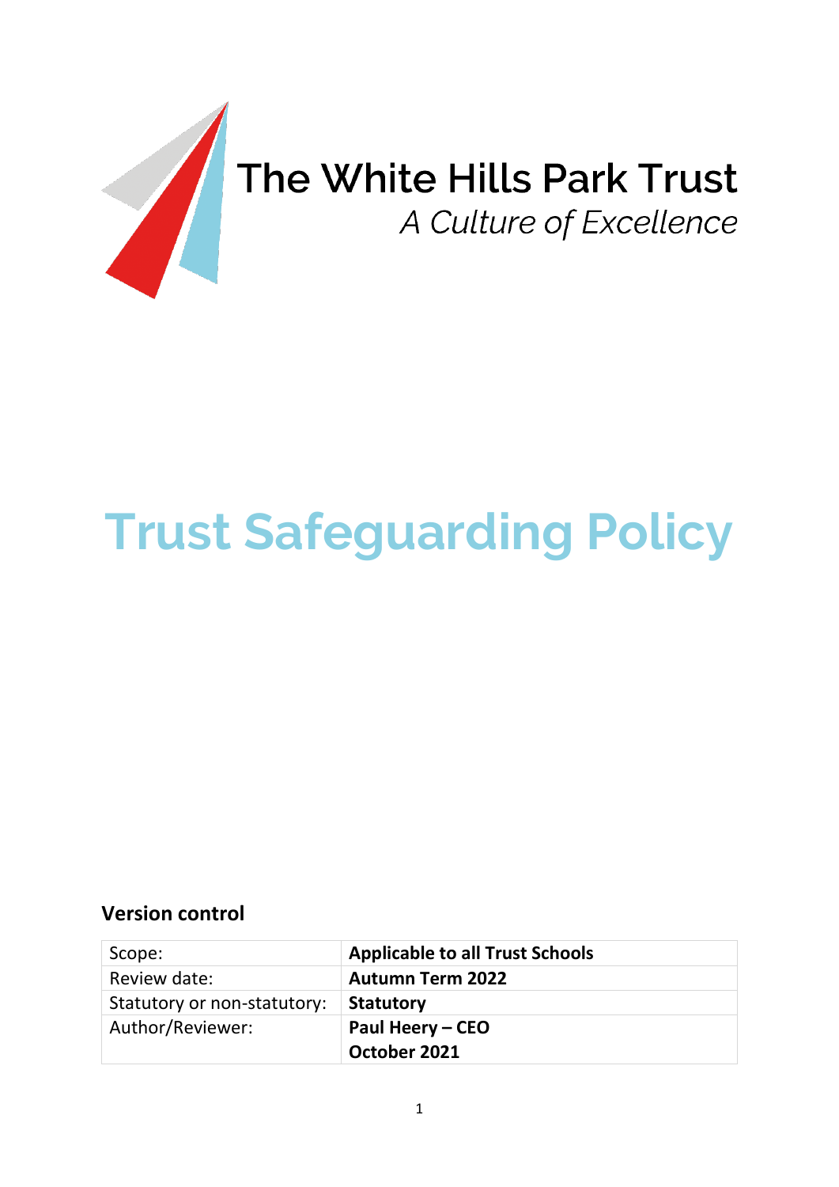The White Hills Park Trust

*A Culture of Excellence*

# Trust Safeguarding Policy

### Version control

| Scope: | **Applicable to all Trust Schools** |
|---|---|
| Review date: | **Autumn Term 2022** |
| Statutory or non-statutory: | **Statutory** |
| Author/Reviewer: | **Paul Heery – CEO**<br>**October 2021** |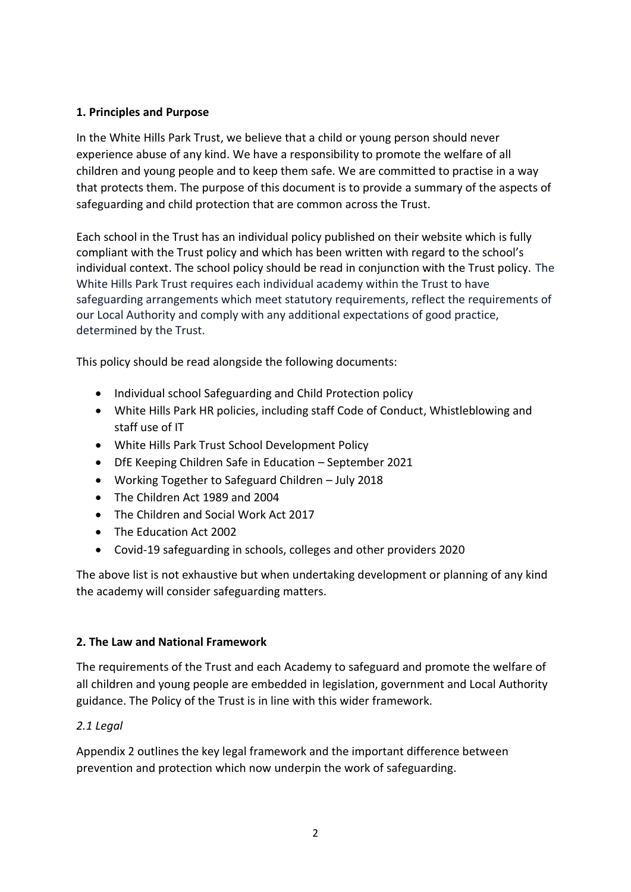**1. Principles and Purpose**

In the White Hills Park Trust, we believe that a child or young person should never experience abuse of any kind. We have a responsibility to promote the welfare of all children and young people and to keep them safe. We are committed to practise in a way that protects them. The purpose of this document is to provide a summary of the aspects of safeguarding and child protection that are common across the Trust.

Each school in the Trust has an individual policy published on their website which is fully compliant with the Trust policy and which has been written with regard to the school's individual context. The school policy should be read in conjunction with the Trust policy. The White Hills Park Trust requires each individual academy within the Trust to have safeguarding arrangements which meet statutory requirements, reflect the requirements of our Local Authority and comply with any additional expectations of good practice, determined by the Trust.

This policy should be read alongside the following documents:

- Individual school Safeguarding and Child Protection policy
- White Hills Park HR policies, including staff Code of Conduct, Whistleblowing and staff use of IT
- White Hills Park Trust School Development Policy
- DfE Keeping Children Safe in Education – September 2021
- Working Together to Safeguard Children – July 2018
- The Children Act 1989 and 2004
- The Children and Social Work Act 2017
- The Education Act 2002
- Covid-19 safeguarding in schools, colleges and other providers 2020

The above list is not exhaustive but when undertaking development or planning of any kind the academy will consider safeguarding matters.

**2. The Law and National Framework**

The requirements of the Trust and each Academy to safeguard and promote the welfare of all children and young people are embedded in legislation, government and Local Authority guidance. The Policy of the Trust is in line with this wider framework.

*2.1 Legal*

Appendix 2 outlines the key legal framework and the important difference between prevention and protection which now underpin the work of safeguarding.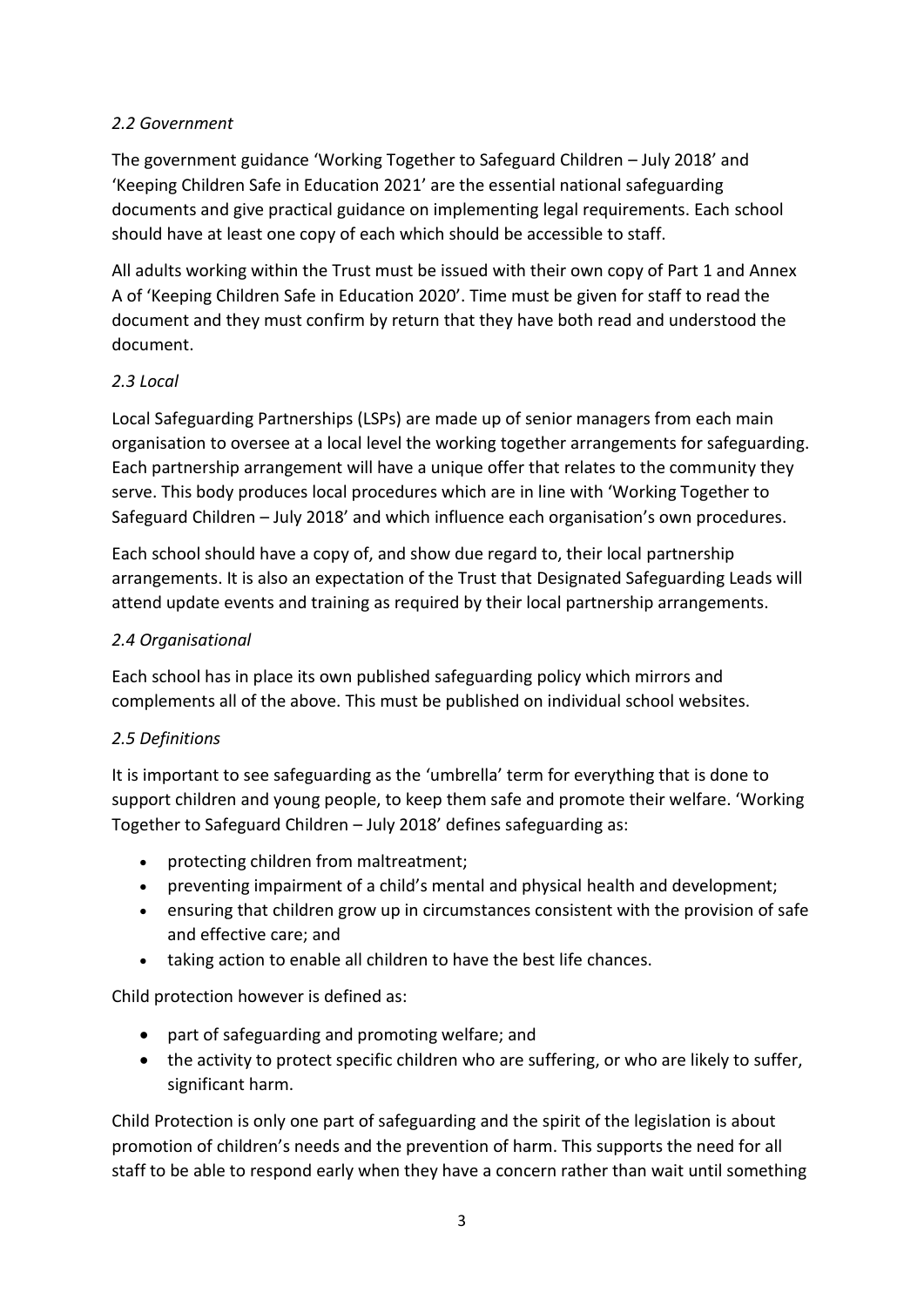*2.2 Government*

The government guidance 'Working Together to Safeguard Children – July 2018' and 'Keeping Children Safe in Education 2021' are the essential national safeguarding documents and give practical guidance on implementing legal requirements. Each school should have at least one copy of each which should be accessible to staff.

All adults working within the Trust must be issued with their own copy of Part 1 and Annex A of 'Keeping Children Safe in Education 2020'. Time must be given for staff to read the document and they must confirm by return that they have both read and understood the document.

*2.3 Local*

Local Safeguarding Partnerships (LSPs) are made up of senior managers from each main organisation to oversee at a local level the working together arrangements for safeguarding. Each partnership arrangement will have a unique offer that relates to the community they serve. This body produces local procedures which are in line with 'Working Together to Safeguard Children – July 2018' and which influence each organisation's own procedures.

Each school should have a copy of, and show due regard to, their local partnership arrangements. It is also an expectation of the Trust that Designated Safeguarding Leads will attend update events and training as required by their local partnership arrangements.

*2.4 Organisational*

Each school has in place its own published safeguarding policy which mirrors and complements all of the above. This must be published on individual school websites.

*2.5 Definitions*

It is important to see safeguarding as the 'umbrella' term for everything that is done to support children and young people, to keep them safe and promote their welfare. 'Working Together to Safeguard Children – July 2018' defines safeguarding as:

- protecting children from maltreatment;
- preventing impairment of a child's mental and physical health and development;
- ensuring that children grow up in circumstances consistent with the provision of safe and effective care; and
- taking action to enable all children to have the best life chances.

Child protection however is defined as:

- part of safeguarding and promoting welfare; and
- the activity to protect specific children who are suffering, or who are likely to suffer, significant harm.

Child Protection is only one part of safeguarding and the spirit of the legislation is about promotion of children's needs and the prevention of harm. This supports the need for all staff to be able to respond early when they have a concern rather than wait until something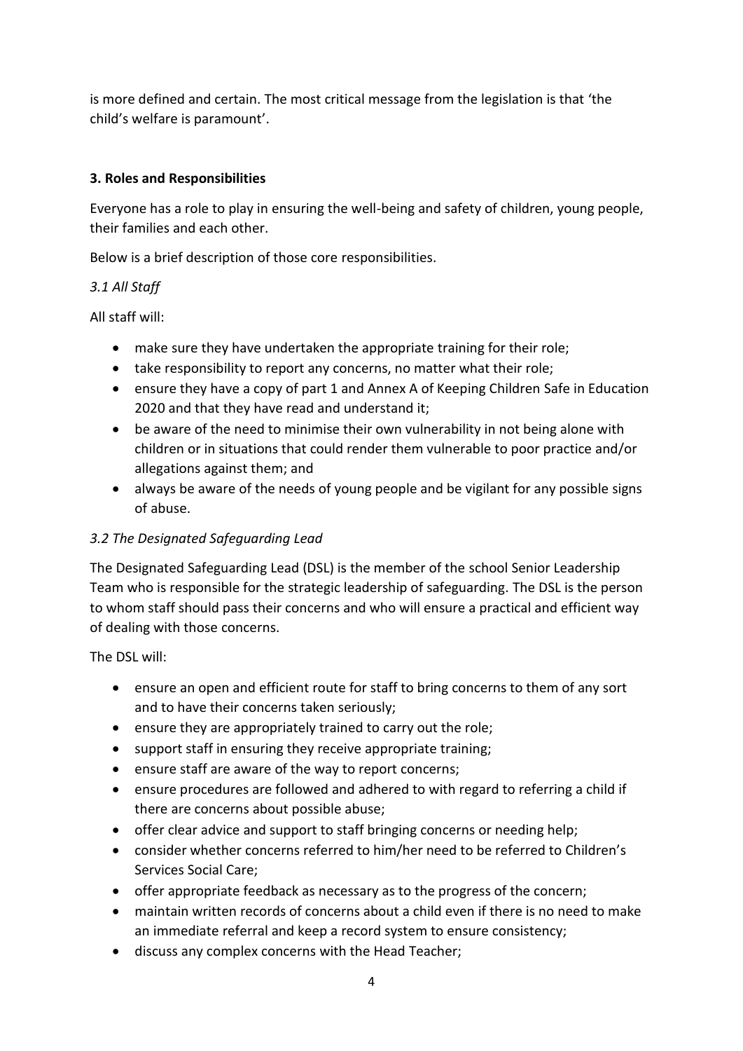is more defined and certain. The most critical message from the legislation is that 'the child's welfare is paramount'.

## 3. Roles and Responsibilities

Everyone has a role to play in ensuring the well-being and safety of children, young people, their families and each other.

Below is a brief description of those core responsibilities.

### *3.1 All Staff*

All staff will:

- make sure they have undertaken the appropriate training for their role;
- take responsibility to report any concerns, no matter what their role;
- ensure they have a copy of part 1 and Annex A of Keeping Children Safe in Education 2020 and that they have read and understand it;
- be aware of the need to minimise their own vulnerability in not being alone with children or in situations that could render them vulnerable to poor practice and/or allegations against them; and
- always be aware of the needs of young people and be vigilant for any possible signs of abuse.

### *3.2 The Designated Safeguarding Lead*

The Designated Safeguarding Lead (DSL) is the member of the school Senior Leadership Team who is responsible for the strategic leadership of safeguarding. The DSL is the person to whom staff should pass their concerns and who will ensure a practical and efficient way of dealing with those concerns.

The DSL will:

- ensure an open and efficient route for staff to bring concerns to them of any sort and to have their concerns taken seriously;
- ensure they are appropriately trained to carry out the role;
- support staff in ensuring they receive appropriate training;
- ensure staff are aware of the way to report concerns;
- ensure procedures are followed and adhered to with regard to referring a child if there are concerns about possible abuse;
- offer clear advice and support to staff bringing concerns or needing help;
- consider whether concerns referred to him/her need to be referred to Children's Services Social Care;
- offer appropriate feedback as necessary as to the progress of the concern;
- maintain written records of concerns about a child even if there is no need to make an immediate referral and keep a record system to ensure consistency;
- discuss any complex concerns with the Head Teacher;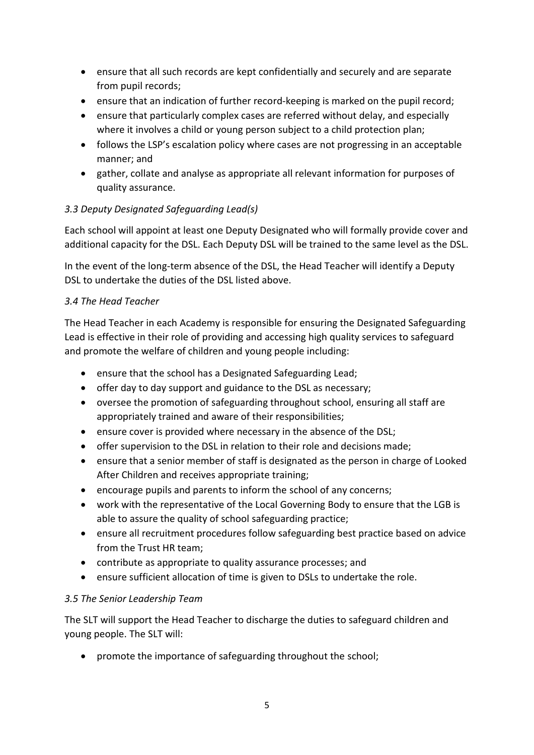- ensure that all such records are kept confidentially and securely and are separate from pupil records;
- ensure that an indication of further record-keeping is marked on the pupil record;
- ensure that particularly complex cases are referred without delay, and especially where it involves a child or young person subject to a child protection plan;
- follows the LSP's escalation policy where cases are not progressing in an acceptable manner; and
- gather, collate and analyse as appropriate all relevant information for purposes of quality assurance.

*3.3 Deputy Designated Safeguarding Lead(s)*

Each school will appoint at least one Deputy Designated who will formally provide cover and additional capacity for the DSL. Each Deputy DSL will be trained to the same level as the DSL.

In the event of the long-term absence of the DSL, the Head Teacher will identify a Deputy DSL to undertake the duties of the DSL listed above.

*3.4 The Head Teacher*

The Head Teacher in each Academy is responsible for ensuring the Designated Safeguarding Lead is effective in their role of providing and accessing high quality services to safeguard and promote the welfare of children and young people including:

- ensure that the school has a Designated Safeguarding Lead;
- offer day to day support and guidance to the DSL as necessary;
- oversee the promotion of safeguarding throughout school, ensuring all staff are appropriately trained and aware of their responsibilities;
- ensure cover is provided where necessary in the absence of the DSL;
- offer supervision to the DSL in relation to their role and decisions made;
- ensure that a senior member of staff is designated as the person in charge of Looked After Children and receives appropriate training;
- encourage pupils and parents to inform the school of any concerns;
- work with the representative of the Local Governing Body to ensure that the LGB is able to assure the quality of school safeguarding practice;
- ensure all recruitment procedures follow safeguarding best practice based on advice from the Trust HR team;
- contribute as appropriate to quality assurance processes; and
- ensure sufficient allocation of time is given to DSLs to undertake the role.

*3.5 The Senior Leadership Team*

The SLT will support the Head Teacher to discharge the duties to safeguard children and young people. The SLT will:

- promote the importance of safeguarding throughout the school;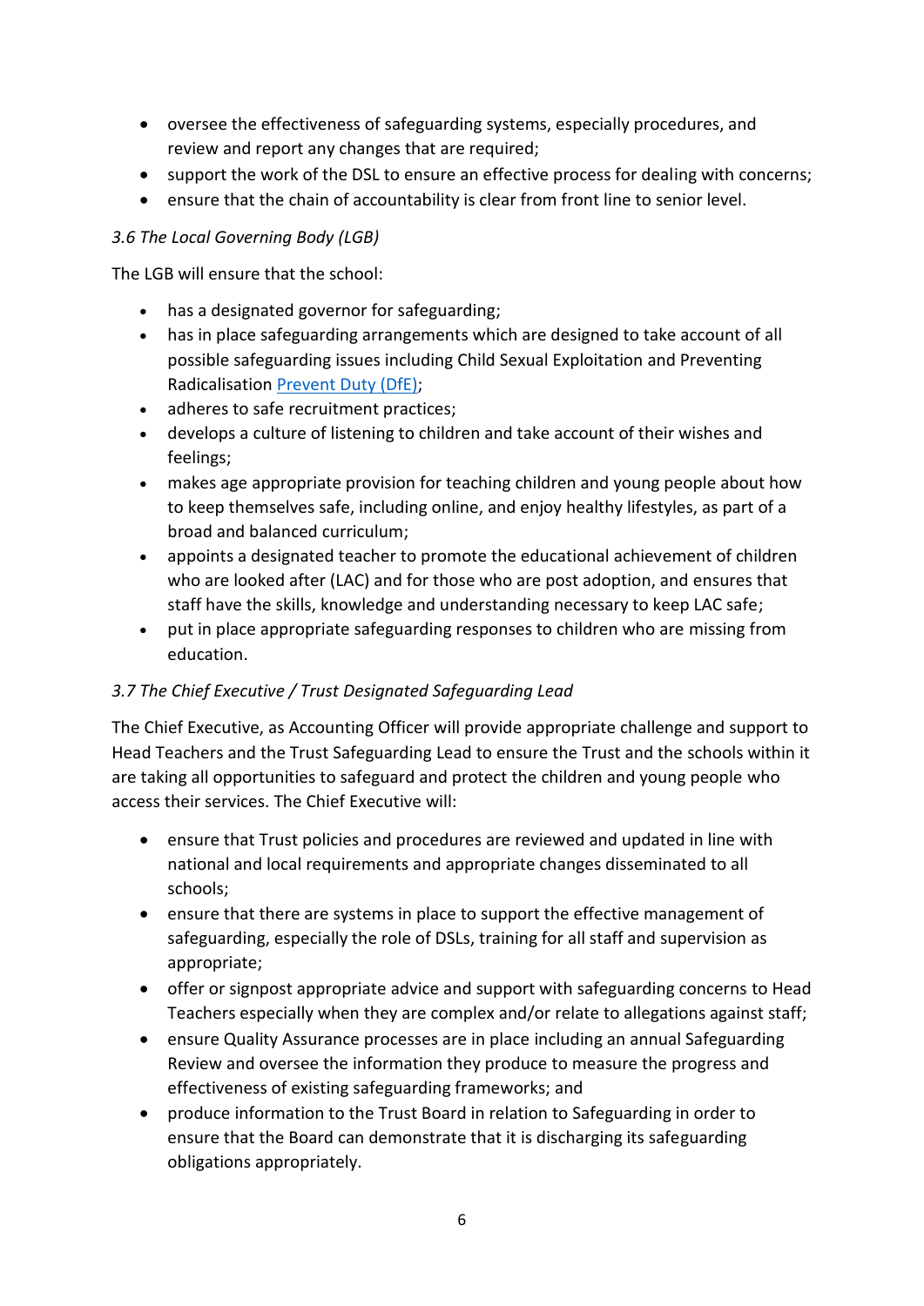- oversee the effectiveness of safeguarding systems, especially procedures, and review and report any changes that are required;
- support the work of the DSL to ensure an effective process for dealing with concerns;
- ensure that the chain of accountability is clear from front line to senior level.

### *3.6 The Local Governing Body (LGB)*

The LGB will ensure that the school:

- has a designated governor for safeguarding;
- has in place safeguarding arrangements which are designed to take account of all possible safeguarding issues including Child Sexual Exploitation and Preventing Radicalisation [Prevent Duty (DfE)];
- adheres to safe recruitment practices;
- develops a culture of listening to children and take account of their wishes and feelings;
- makes age appropriate provision for teaching children and young people about how to keep themselves safe, including online, and enjoy healthy lifestyles, as part of a broad and balanced curriculum;
- appoints a designated teacher to promote the educational achievement of children who are looked after (LAC) and for those who are post adoption, and ensures that staff have the skills, knowledge and understanding necessary to keep LAC safe;
- put in place appropriate safeguarding responses to children who are missing from education.

### *3.7 The Chief Executive / Trust Designated Safeguarding Lead*

The Chief Executive, as Accounting Officer will provide appropriate challenge and support to Head Teachers and the Trust Safeguarding Lead to ensure the Trust and the schools within it are taking all opportunities to safeguard and protect the children and young people who access their services. The Chief Executive will:

- ensure that Trust policies and procedures are reviewed and updated in line with national and local requirements and appropriate changes disseminated to all schools;
- ensure that there are systems in place to support the effective management of safeguarding, especially the role of DSLs, training for all staff and supervision as appropriate;
- offer or signpost appropriate advice and support with safeguarding concerns to Head Teachers especially when they are complex and/or relate to allegations against staff;
- ensure Quality Assurance processes are in place including an annual Safeguarding Review and oversee the information they produce to measure the progress and effectiveness of existing safeguarding frameworks; and
- produce information to the Trust Board in relation to Safeguarding in order to ensure that the Board can demonstrate that it is discharging its safeguarding obligations appropriately.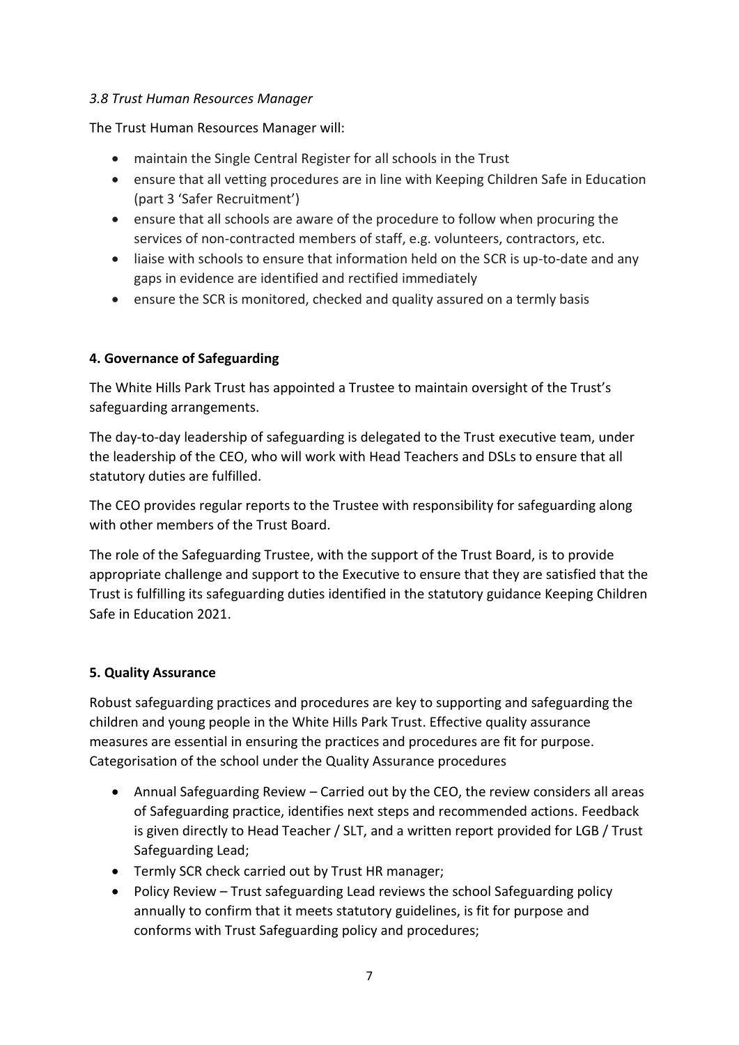### *3.8 Trust Human Resources Manager*

The Trust Human Resources Manager will:

- maintain the Single Central Register for all schools in the Trust
- ensure that all vetting procedures are in line with Keeping Children Safe in Education (part 3 'Safer Recruitment')
- ensure that all schools are aware of the procedure to follow when procuring the services of non-contracted members of staff, e.g. volunteers, contractors, etc.
- liaise with schools to ensure that information held on the SCR is up-to-date and any gaps in evidence are identified and rectified immediately
- ensure the SCR is monitored, checked and quality assured on a termly basis

## 4. Governance of Safeguarding

The White Hills Park Trust has appointed a Trustee to maintain oversight of the Trust's safeguarding arrangements.

The day-to-day leadership of safeguarding is delegated to the Trust executive team, under the leadership of the CEO, who will work with Head Teachers and DSLs to ensure that all statutory duties are fulfilled.

The CEO provides regular reports to the Trustee with responsibility for safeguarding along with other members of the Trust Board.

The role of the Safeguarding Trustee, with the support of the Trust Board, is to provide appropriate challenge and support to the Executive to ensure that they are satisfied that the Trust is fulfilling its safeguarding duties identified in the statutory guidance Keeping Children Safe in Education 2021.

## 5. Quality Assurance

Robust safeguarding practices and procedures are key to supporting and safeguarding the children and young people in the White Hills Park Trust. Effective quality assurance measures are essential in ensuring the practices and procedures are fit for purpose. Categorisation of the school under the Quality Assurance procedures

- Annual Safeguarding Review – Carried out by the CEO, the review considers all areas of Safeguarding practice, identifies next steps and recommended actions. Feedback is given directly to Head Teacher / SLT, and a written report provided for LGB / Trust Safeguarding Lead;
- Termly SCR check carried out by Trust HR manager;
- Policy Review – Trust safeguarding Lead reviews the school Safeguarding policy annually to confirm that it meets statutory guidelines, is fit for purpose and conforms with Trust Safeguarding policy and procedures;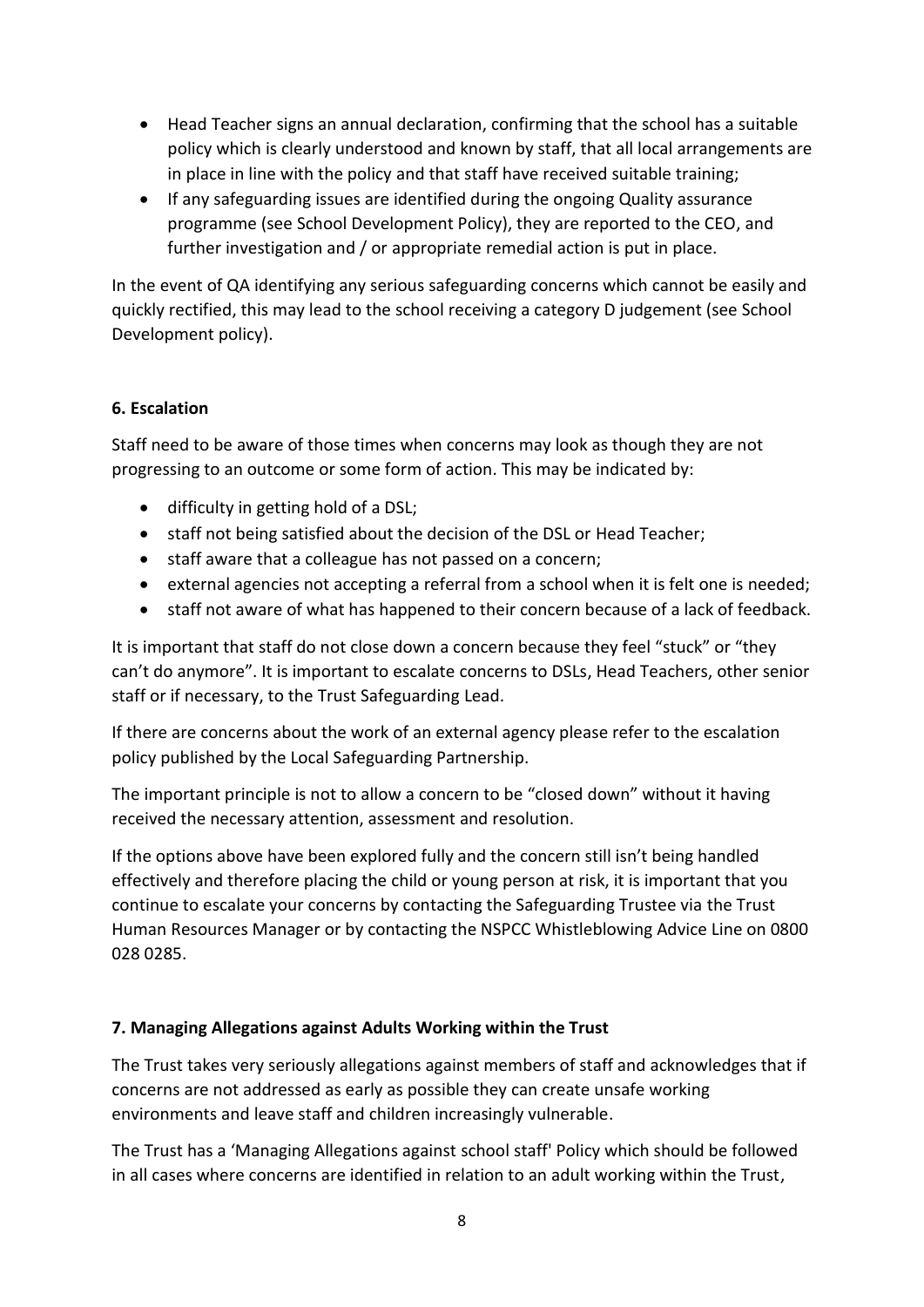- Head Teacher signs an annual declaration, confirming that the school has a suitable policy which is clearly understood and known by staff, that all local arrangements are in place in line with the policy and that staff have received suitable training;
- If any safeguarding issues are identified during the ongoing Quality assurance programme (see School Development Policy), they are reported to the CEO, and further investigation and / or appropriate remedial action is put in place.

In the event of QA identifying any serious safeguarding concerns which cannot be easily and quickly rectified, this may lead to the school receiving a category D judgement (see School Development policy).

**6. Escalation**

Staff need to be aware of those times when concerns may look as though they are not progressing to an outcome or some form of action. This may be indicated by:

- difficulty in getting hold of a DSL;
- staff not being satisfied about the decision of the DSL or Head Teacher;
- staff aware that a colleague has not passed on a concern;
- external agencies not accepting a referral from a school when it is felt one is needed;
- staff not aware of what has happened to their concern because of a lack of feedback.

It is important that staff do not close down a concern because they feel "stuck" or "they can't do anymore". It is important to escalate concerns to DSLs, Head Teachers, other senior staff or if necessary, to the Trust Safeguarding Lead.

If there are concerns about the work of an external agency please refer to the escalation policy published by the Local Safeguarding Partnership.

The important principle is not to allow a concern to be "closed down" without it having received the necessary attention, assessment and resolution.

If the options above have been explored fully and the concern still isn't being handled effectively and therefore placing the child or young person at risk, it is important that you continue to escalate your concerns by contacting the Safeguarding Trustee via the Trust Human Resources Manager or by contacting the NSPCC Whistleblowing Advice Line on 0800 028 0285.

**7. Managing Allegations against Adults Working within the Trust**

The Trust takes very seriously allegations against members of staff and acknowledges that if concerns are not addressed as early as possible they can create unsafe working environments and leave staff and children increasingly vulnerable.

The Trust has a 'Managing Allegations against school staff' Policy which should be followed in all cases where concerns are identified in relation to an adult working within the Trust,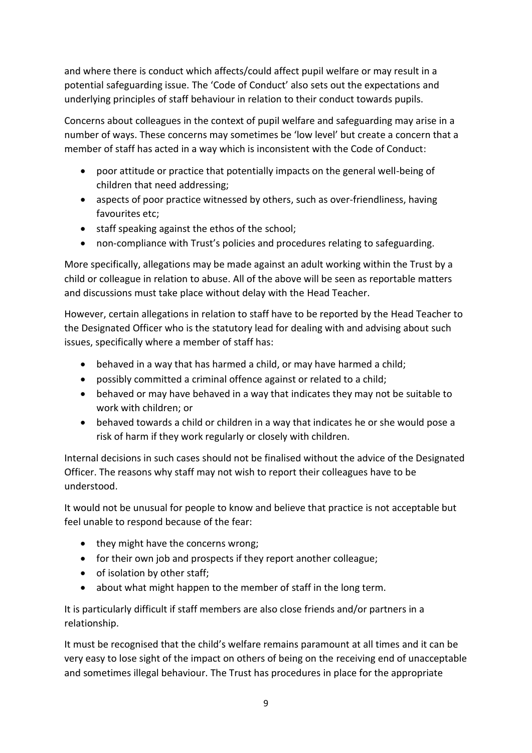and where there is conduct which affects/could affect pupil welfare or may result in a potential safeguarding issue. The 'Code of Conduct' also sets out the expectations and underlying principles of staff behaviour in relation to their conduct towards pupils.

Concerns about colleagues in the context of pupil welfare and safeguarding may arise in a number of ways. These concerns may sometimes be 'low level' but create a concern that a member of staff has acted in a way which is inconsistent with the Code of Conduct:

- poor attitude or practice that potentially impacts on the general well-being of children that need addressing;
- aspects of poor practice witnessed by others, such as over-friendliness, having favourites etc;
- staff speaking against the ethos of the school;
- non-compliance with Trust's policies and procedures relating to safeguarding.

More specifically, allegations may be made against an adult working within the Trust by a child or colleague in relation to abuse. All of the above will be seen as reportable matters and discussions must take place without delay with the Head Teacher.

However, certain allegations in relation to staff have to be reported by the Head Teacher to the Designated Officer who is the statutory lead for dealing with and advising about such issues, specifically where a member of staff has:

- behaved in a way that has harmed a child, or may have harmed a child;
- possibly committed a criminal offence against or related to a child;
- behaved or may have behaved in a way that indicates they may not be suitable to work with children; or
- behaved towards a child or children in a way that indicates he or she would pose a risk of harm if they work regularly or closely with children.

Internal decisions in such cases should not be finalised without the advice of the Designated Officer. The reasons why staff may not wish to report their colleagues have to be understood.

It would not be unusual for people to know and believe that practice is not acceptable but feel unable to respond because of the fear:

- they might have the concerns wrong;
- for their own job and prospects if they report another colleague;
- of isolation by other staff;
- about what might happen to the member of staff in the long term.

It is particularly difficult if staff members are also close friends and/or partners in a relationship.

It must be recognised that the child's welfare remains paramount at all times and it can be very easy to lose sight of the impact on others of being on the receiving end of unacceptable and sometimes illegal behaviour. The Trust has procedures in place for the appropriate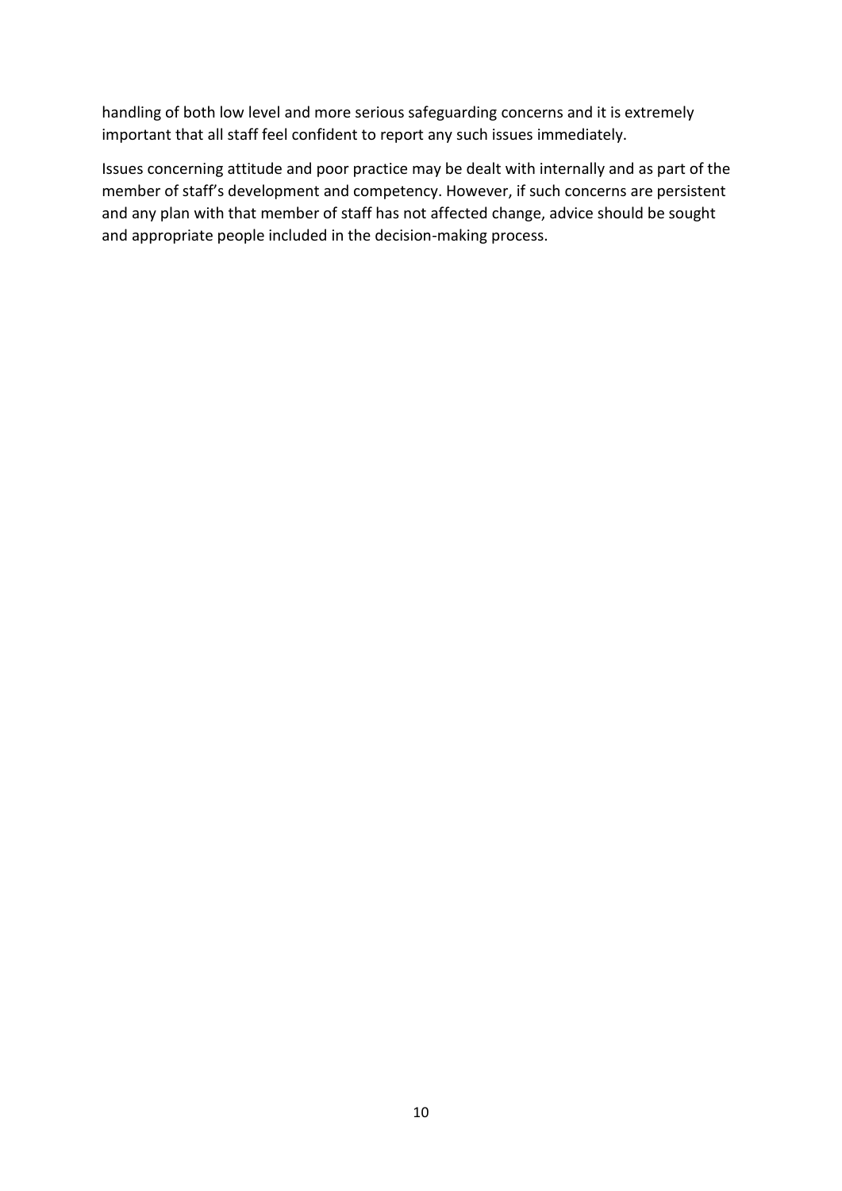handling of both low level and more serious safeguarding concerns and it is extremely important that all staff feel confident to report any such issues immediately.

Issues concerning attitude and poor practice may be dealt with internally and as part of the member of staff's development and competency. However, if such concerns are persistent and any plan with that member of staff has not affected change, advice should be sought and appropriate people included in the decision-making process.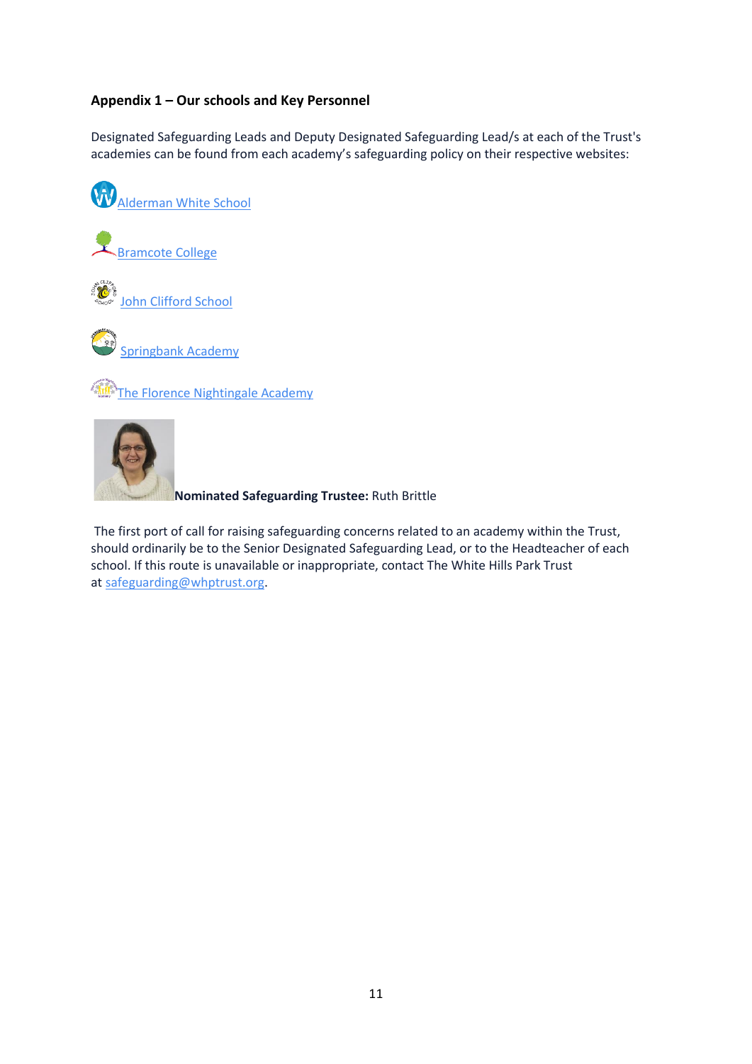**Appendix 1 – Our schools and Key Personnel**

Designated Safeguarding Leads and Deputy Designated Safeguarding Lead/s at each of the Trust's academies can be found from each academy's safeguarding policy on their respective websites:

[Alderman White School]

[Bramcote College]

[John Clifford School]

[Springbank Academy]

[The Florence Nightingale Academy]

**Nominated Safeguarding Trustee:** Ruth Brittle

The first port of call for raising safeguarding concerns related to an academy within the Trust, should ordinarily be to the Senior Designated Safeguarding Lead, or to the Headteacher of each school. If this route is unavailable or inappropriate, contact The White Hills Park Trust at safeguarding@whptrust.org.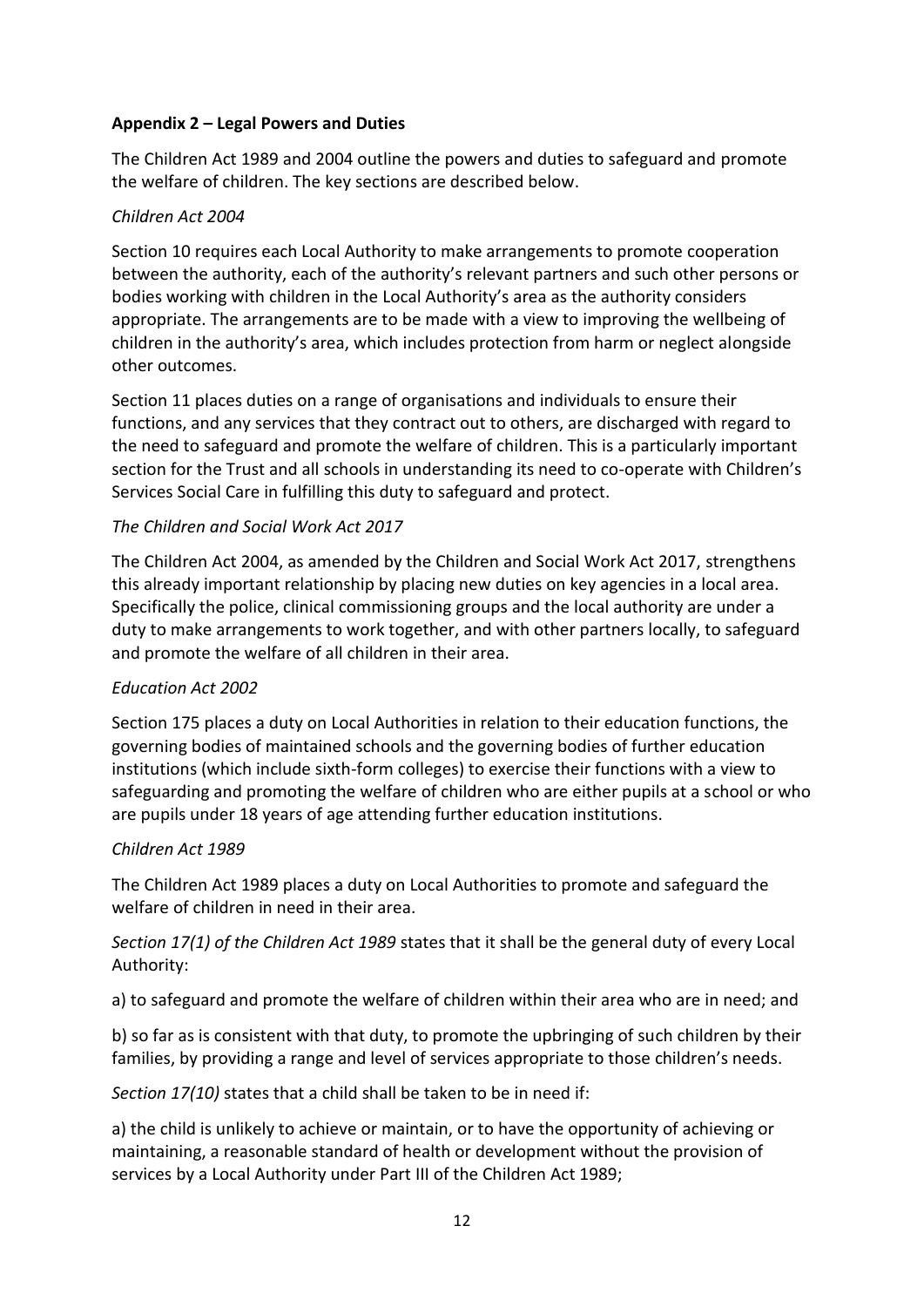**Appendix 2 – Legal Powers and Duties**

The Children Act 1989 and 2004 outline the powers and duties to safeguard and promote the welfare of children. The key sections are described below.

*Children Act 2004*

Section 10 requires each Local Authority to make arrangements to promote cooperation between the authority, each of the authority's relevant partners and such other persons or bodies working with children in the Local Authority's area as the authority considers appropriate. The arrangements are to be made with a view to improving the wellbeing of children in the authority's area, which includes protection from harm or neglect alongside other outcomes.

Section 11 places duties on a range of organisations and individuals to ensure their functions, and any services that they contract out to others, are discharged with regard to the need to safeguard and promote the welfare of children. This is a particularly important section for the Trust and all schools in understanding its need to co-operate with Children's Services Social Care in fulfilling this duty to safeguard and protect.

*The Children and Social Work Act 2017*

The Children Act 2004, as amended by the Children and Social Work Act 2017, strengthens this already important relationship by placing new duties on key agencies in a local area. Specifically the police, clinical commissioning groups and the local authority are under a duty to make arrangements to work together, and with other partners locally, to safeguard and promote the welfare of all children in their area.

*Education Act 2002*

Section 175 places a duty on Local Authorities in relation to their education functions, the governing bodies of maintained schools and the governing bodies of further education institutions (which include sixth-form colleges) to exercise their functions with a view to safeguarding and promoting the welfare of children who are either pupils at a school or who are pupils under 18 years of age attending further education institutions.

*Children Act 1989*

The Children Act 1989 places a duty on Local Authorities to promote and safeguard the welfare of children in need in their area.

*Section 17(1) of the Children Act 1989* states that it shall be the general duty of every Local Authority:

a) to safeguard and promote the welfare of children within their area who are in need; and

b) so far as is consistent with that duty, to promote the upbringing of such children by their families, by providing a range and level of services appropriate to those children's needs.

*Section 17(10)* states that a child shall be taken to be in need if:

a) the child is unlikely to achieve or maintain, or to have the opportunity of achieving or maintaining, a reasonable standard of health or development without the provision of services by a Local Authority under Part III of the Children Act 1989;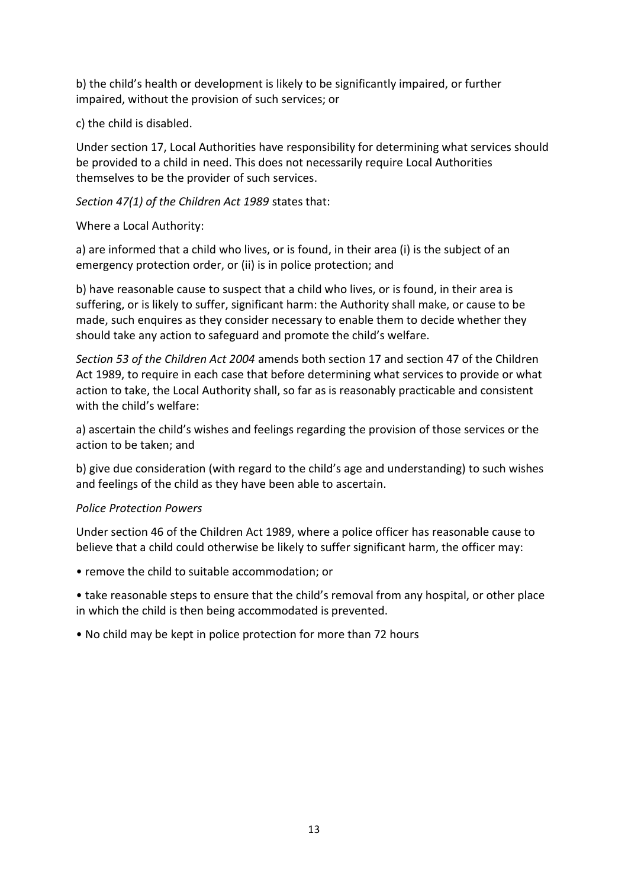b) the child's health or development is likely to be significantly impaired, or further impaired, without the provision of such services; or

c) the child is disabled.

Under section 17, Local Authorities have responsibility for determining what services should be provided to a child in need. This does not necessarily require Local Authorities themselves to be the provider of such services.

*Section 47(1) of the Children Act 1989* states that:

Where a Local Authority:

a) are informed that a child who lives, or is found, in their area (i) is the subject of an emergency protection order, or (ii) is in police protection; and

b) have reasonable cause to suspect that a child who lives, or is found, in their area is suffering, or is likely to suffer, significant harm: the Authority shall make, or cause to be made, such enquires as they consider necessary to enable them to decide whether they should take any action to safeguard and promote the child's welfare.

*Section 53 of the Children Act 2004* amends both section 17 and section 47 of the Children Act 1989, to require in each case that before determining what services to provide or what action to take, the Local Authority shall, so far as is reasonably practicable and consistent with the child's welfare:

a) ascertain the child's wishes and feelings regarding the provision of those services or the action to be taken; and

b) give due consideration (with regard to the child's age and understanding) to such wishes and feelings of the child as they have been able to ascertain.

*Police Protection Powers*

Under section 46 of the Children Act 1989, where a police officer has reasonable cause to believe that a child could otherwise be likely to suffer significant harm, the officer may:

- remove the child to suitable accommodation; or
- take reasonable steps to ensure that the child's removal from any hospital, or other place in which the child is then being accommodated is prevented.
- No child may be kept in police protection for more than 72 hours